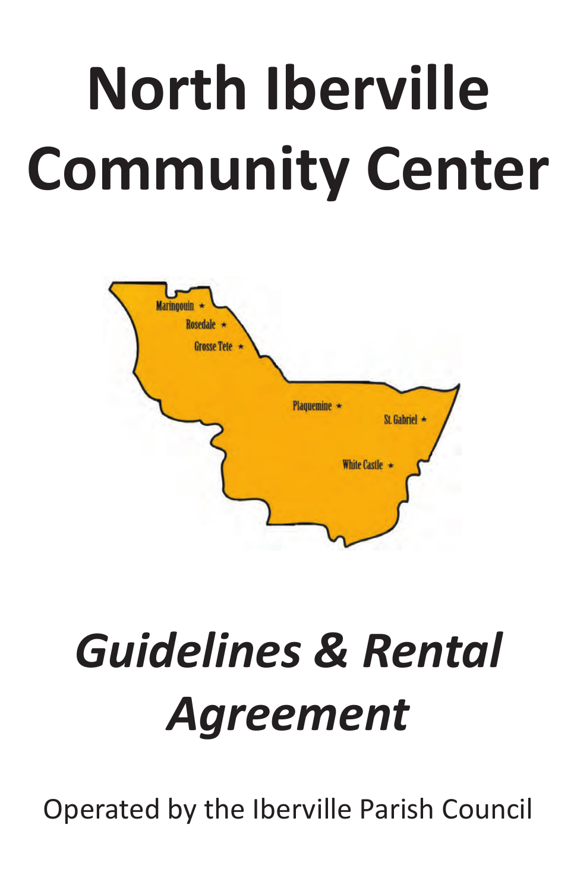# North Iberville Community Center

Maringouin

Rosedale

Grosse Tete

Plaquemine

St. Gabriel

White Castle

## *Guidelines & Rental Agreement*

Operated by the Iberville Parish Council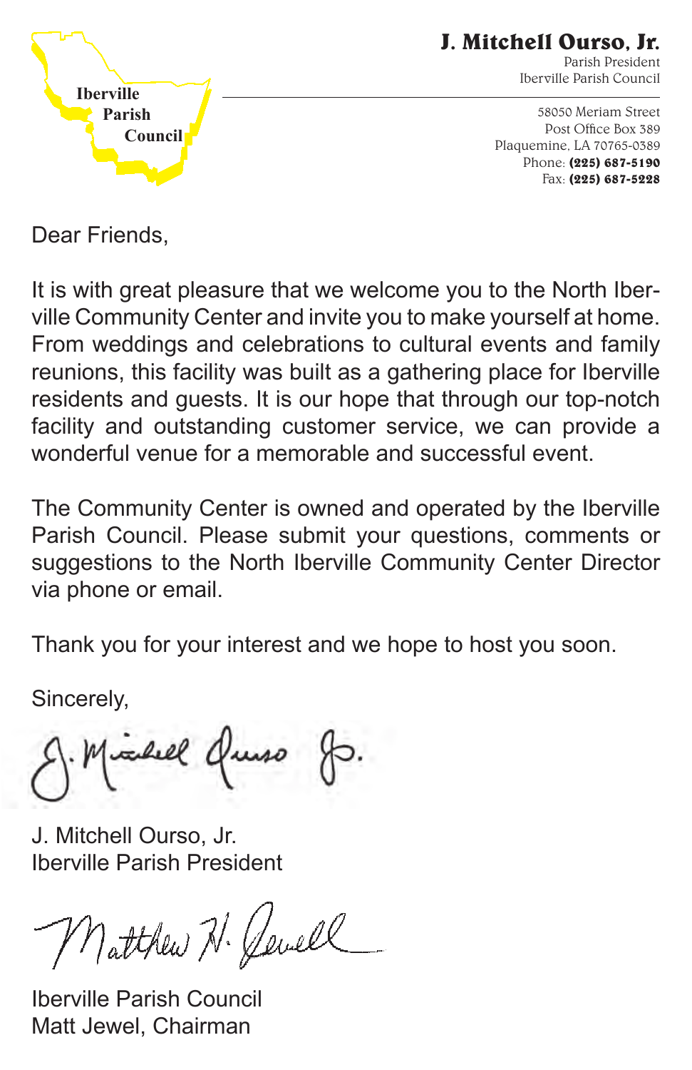Iberville Parish Council

**J. Mitchell Ourso, Jr.**
Parish President
Iberville Parish Council

58050 Meriam Street
Post Office Box 389
Plaquemine, LA 70765-0389
Phone: **(225) 687-5190**
Fax: **(225) 687-5228**

Dear Friends,

It is with great pleasure that we welcome you to the North Iberville Community Center and invite you to make yourself at home. From weddings and celebrations to cultural events and family reunions, this facility was built as a gathering place for Iberville residents and guests. It is our hope that through our top-notch facility and outstanding customer service, we can provide a wonderful venue for a memorable and successful event.

The Community Center is owned and operated by the Iberville Parish Council. Please submit your questions, comments or suggestions to the North Iberville Community Center Director via phone or email.

Thank you for your interest and we hope to host you soon.

Sincerely,

J. Mitchell Ourso, Jr.
Iberville Parish President

Iberville Parish Council
Matt Jewel, Chairman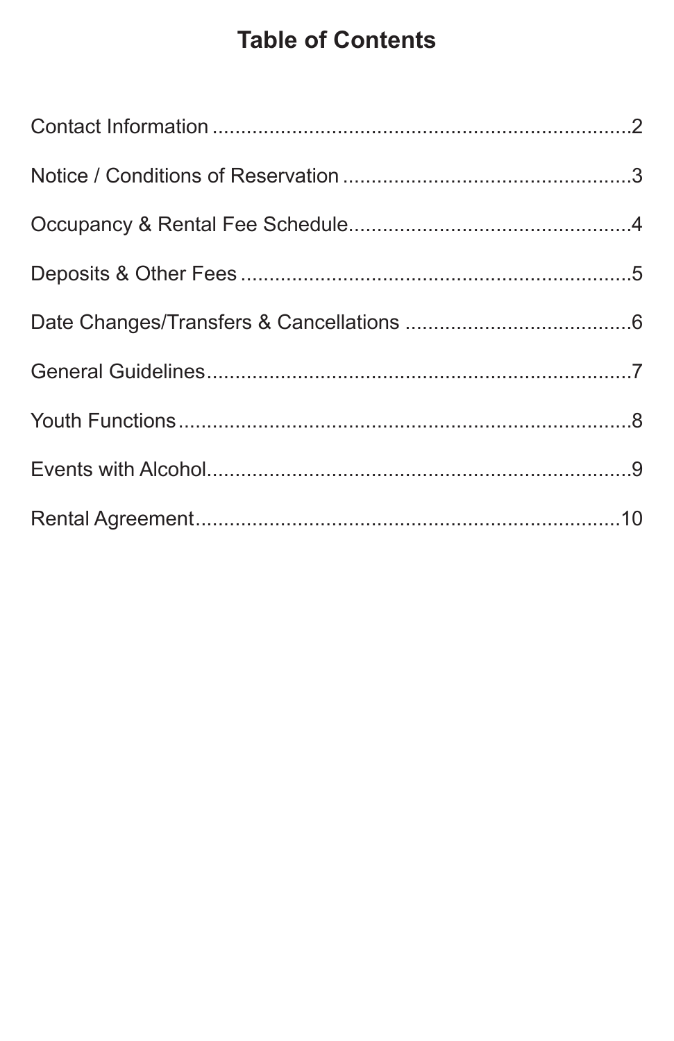# Table of Contents

Contact Information ............................................................................2

Notice / Conditions of Reservation ...................................................3

Occupancy & Rental Fee Schedule...................................................4

Deposits & Other Fees .......................................................................5

Date Changes/Transfers & Cancellations .........................................6

General Guidelines.............................................................................7

Youth Functions..................................................................................8

Events with Alcohol.............................................................................9

Rental Agreement.............................................................................10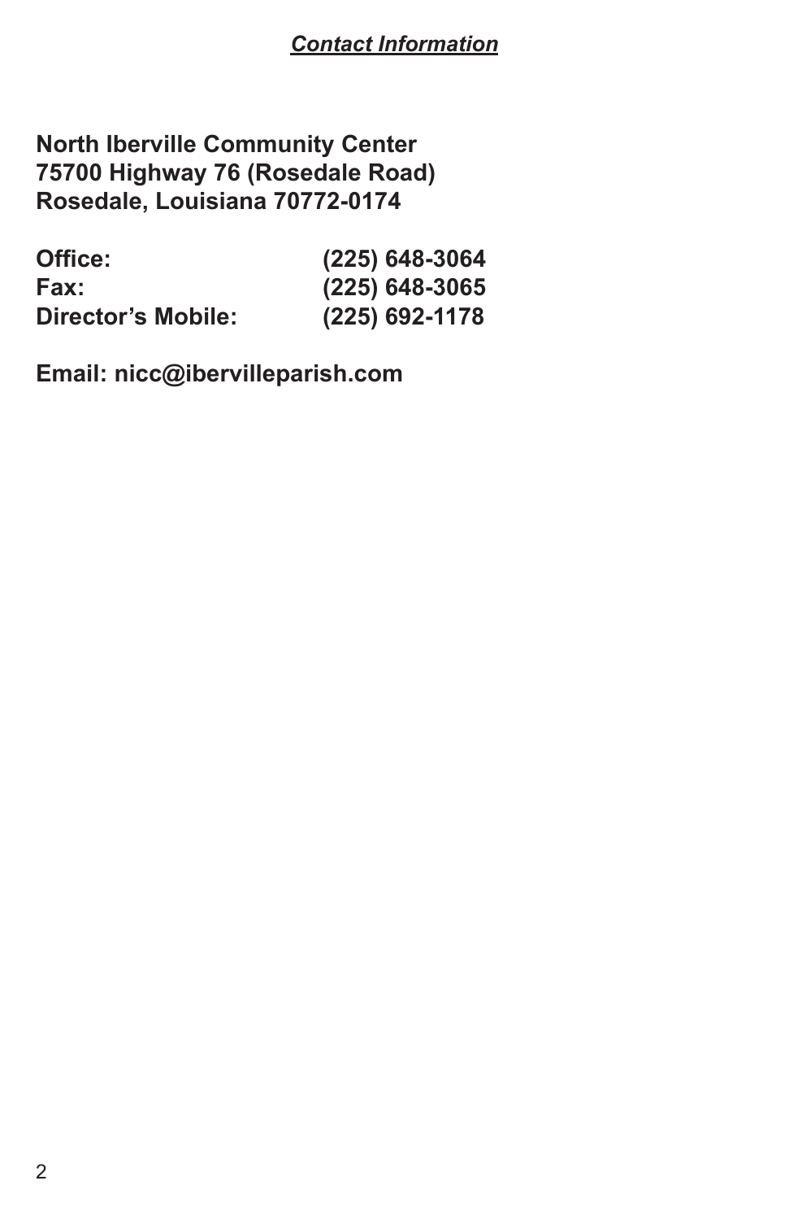## ***Contact Information***

**North Iberville Community Center**
**75700 Highway 76 (Rosedale Road)**
**Rosedale, Louisiana 70772-0174**

| | |
|---|---|
| **Office:** | **(225) 648-3064** |
| **Fax:** | **(225) 648-3065** |
| **Director's Mobile:** | **(225) 692-1178** |

**Email: nicc@ibervilleparish.com**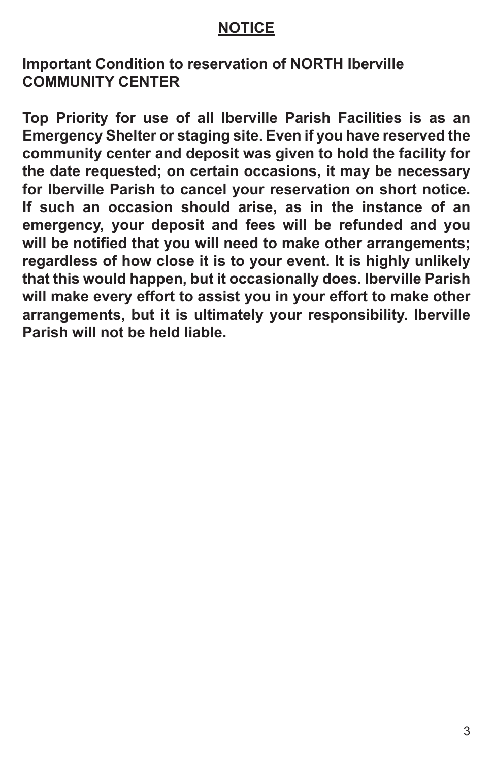# NOTICE

**Important Condition to reservation of NORTH Iberville COMMUNITY CENTER**

**Top Priority for use of all Iberville Parish Facilities is as an Emergency Shelter or staging site. Even if you have reserved the community center and deposit was given to hold the facility for the date requested; on certain occasions, it may be necessary for Iberville Parish to cancel your reservation on short notice. If such an occasion should arise, as in the instance of an emergency, your deposit and fees will be refunded and you will be notified that you will need to make other arrangements; regardless of how close it is to your event. It is highly unlikely that this would happen, but it occasionally does. Iberville Parish will make every effort to assist you in your effort to make other arrangements, but it is ultimately your responsibility. Iberville Parish will not be held liable.**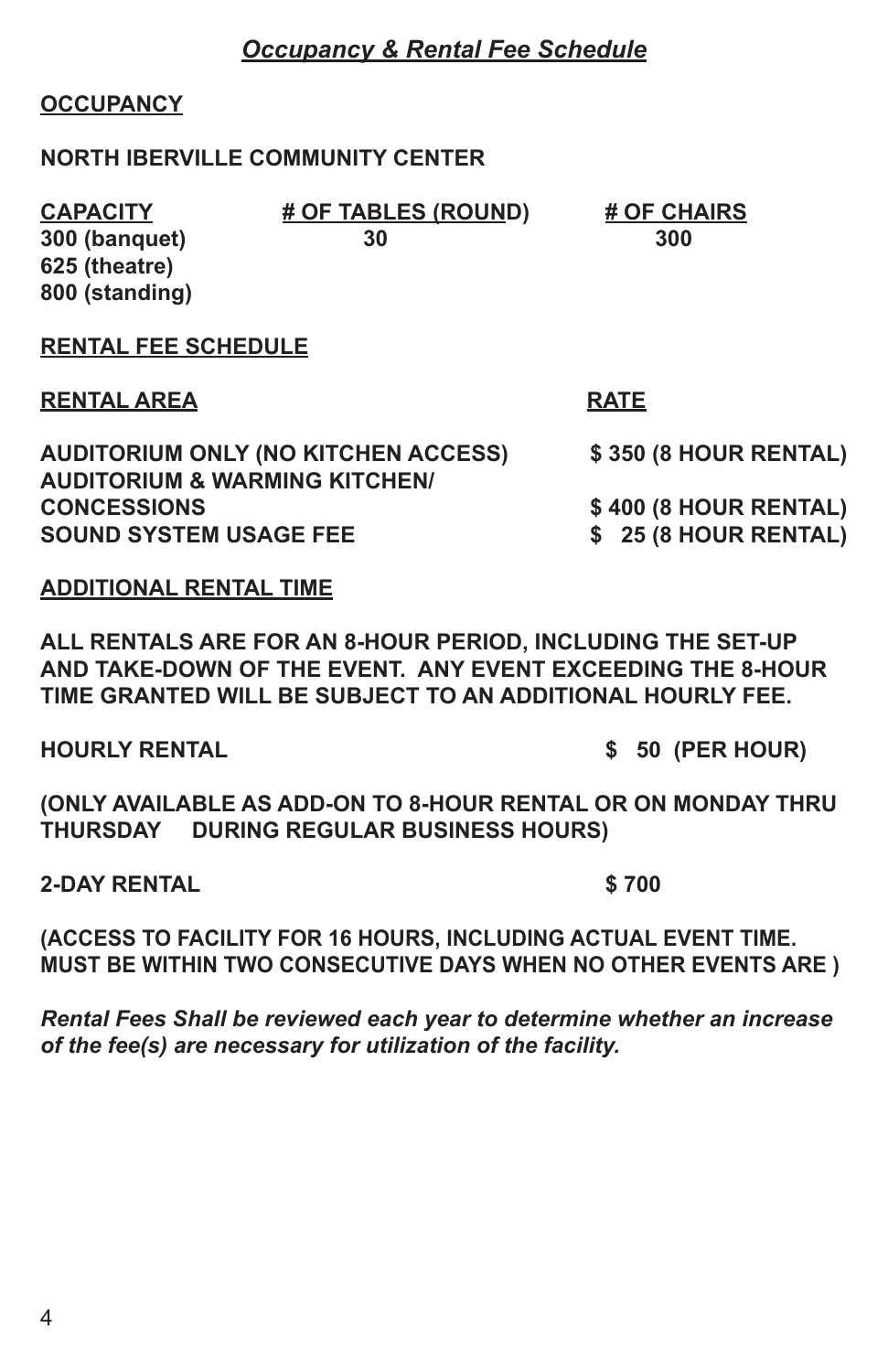## *Occupancy & Rental Fee Schedule*

### OCCUPANCY

**NORTH IBERVILLE COMMUNITY CENTER**

| CAPACITY | # OF TABLES (ROUND) | # OF CHAIRS |
|---|---|---|
| 300 (banquet) | 30 | 300 |
| 625 (theatre) | | |
| 800 (standing) | | |

### RENTAL FEE SCHEDULE

| RENTAL AREA | RATE |
|---|---|
| AUDITORIUM ONLY (NO KITCHEN ACCESS) | $ 350 (8 HOUR RENTAL) |
| AUDITORIUM & WARMING KITCHEN/ CONCESSIONS | $ 400 (8 HOUR RENTAL) |
| SOUND SYSTEM USAGE FEE | $ 25 (8 HOUR RENTAL) |

### ADDITIONAL RENTAL TIME

**ALL RENTALS ARE FOR AN 8-HOUR PERIOD, INCLUDING THE SET-UP AND TAKE-DOWN OF THE EVENT. ANY EVENT EXCEEDING THE 8-HOUR TIME GRANTED WILL BE SUBJECT TO AN ADDITIONAL HOURLY FEE.**

**HOURLY RENTAL $ 50 (PER HOUR)**

**(ONLY AVAILABLE AS ADD-ON TO 8-HOUR RENTAL OR ON MONDAY THRU THURSDAY DURING REGULAR BUSINESS HOURS)**

**2-DAY RENTAL $ 700**

**(ACCESS TO FACILITY FOR 16 HOURS, INCLUDING ACTUAL EVENT TIME. MUST BE WITHIN TWO CONSECUTIVE DAYS WHEN NO OTHER EVENTS ARE )**

***Rental Fees Shall be reviewed each year to determine whether an increase of the fee(s) are necessary for utilization of the facility.***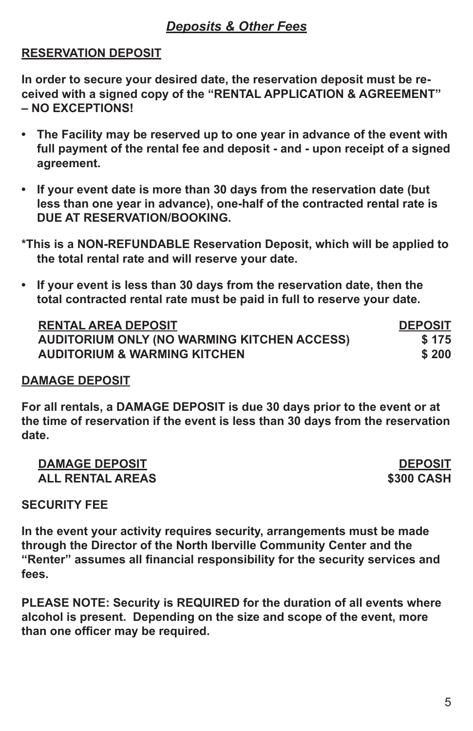## *Deposits & Other Fees*

**RESERVATION DEPOSIT**

**In order to secure your desired date, the reservation deposit must be received with a signed copy of the "RENTAL APPLICATION & AGREEMENT" – NO EXCEPTIONS!**

- **The Facility may be reserved up to one year in advance of the event with full payment of the rental fee and deposit - and - upon receipt of a signed agreement.**
- **If your event date is more than 30 days from the reservation date (but less than one year in advance), one-half of the contracted rental rate is DUE AT RESERVATION/BOOKING.**

**\*This is a NON-REFUNDABLE Reservation Deposit, which will be applied to the total rental rate and will reserve your date.**

- **If your event is less than 30 days from the reservation date, then the total contracted rental rate must be paid in full to reserve your date.**

| RENTAL AREA DEPOSIT | DEPOSIT |
|---|---|
| AUDITORIUM ONLY (NO WARMING KITCHEN ACCESS) | $ 175 |
| AUDITORIUM & WARMING KITCHEN | $ 200 |

**DAMAGE DEPOSIT**

**For all rentals, a DAMAGE DEPOSIT is due 30 days prior to the event or at the time of reservation if the event is less than 30 days from the reservation date.**

| DAMAGE DEPOSIT | DEPOSIT |
|---|---|
| ALL RENTAL AREAS | $300 CASH |

**SECURITY FEE**

**In the event your activity requires security, arrangements must be made through the Director of the North Iberville Community Center and the "Renter" assumes all financial responsibility for the security services and fees.**

**PLEASE NOTE: Security is REQUIRED for the duration of all events where alcohol is present. Depending on the size and scope of the event, more than one officer may be required.**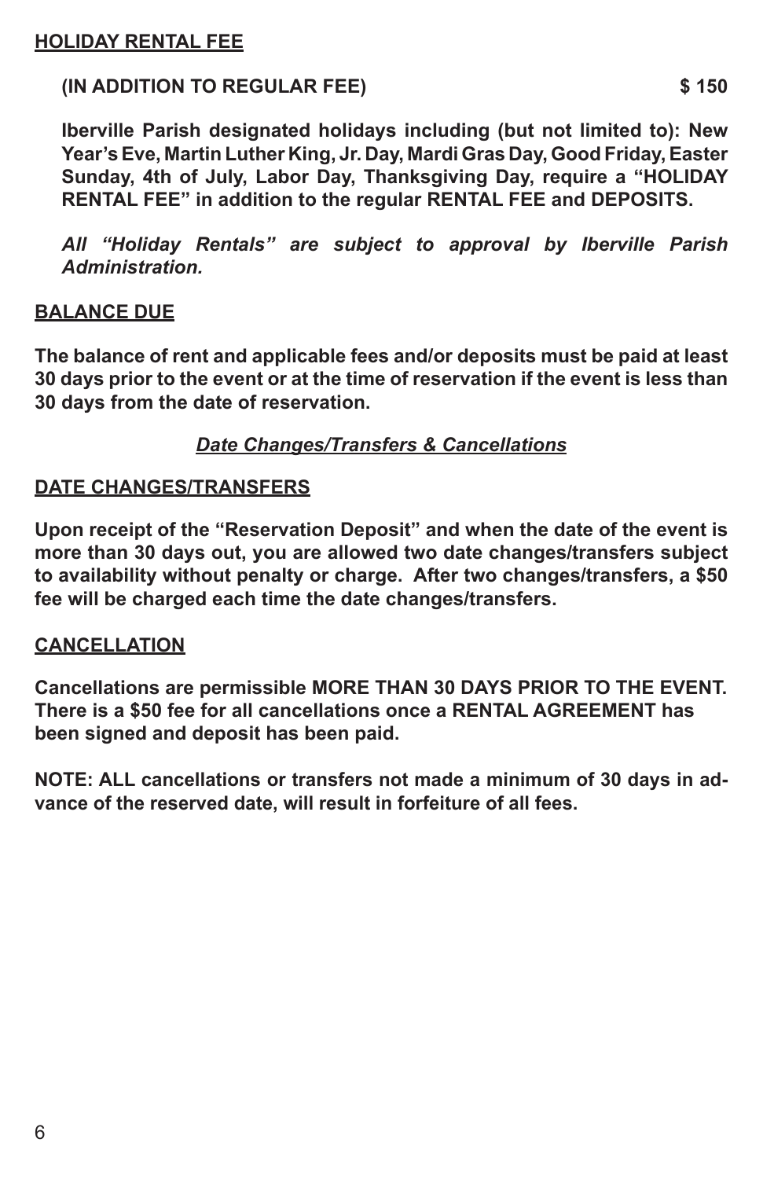## HOLIDAY RENTAL FEE

**(IN ADDITION TO REGULAR FEE) $ 150**

**Iberville Parish designated holidays including (but not limited to): New Year's Eve, Martin Luther King, Jr. Day, Mardi Gras Day, Good Friday, Easter Sunday, 4th of July, Labor Day, Thanksgiving Day, require a "HOLIDAY RENTAL FEE" in addition to the regular RENTAL FEE and DEPOSITS.**

***All "Holiday Rentals" are subject to approval by Iberville Parish Administration.***

## BALANCE DUE

**The balance of rent and applicable fees and/or deposits must be paid at least 30 days prior to the event or at the time of reservation if the event is less than 30 days from the date of reservation.**

## *Date Changes/Transfers & Cancellations*

## DATE CHANGES/TRANSFERS

**Upon receipt of the "Reservation Deposit" and when the date of the event is more than 30 days out, you are allowed two date changes/transfers subject to availability without penalty or charge. After two changes/transfers, a $50 fee will be charged each time the date changes/transfers.**

## CANCELLATION

**Cancellations are permissible MORE THAN 30 DAYS PRIOR TO THE EVENT. There is a $50 fee for all cancellations once a RENTAL AGREEMENT has been signed and deposit has been paid.**

**NOTE: ALL cancellations or transfers not made a minimum of 30 days in advance of the reserved date, will result in forfeiture of all fees.**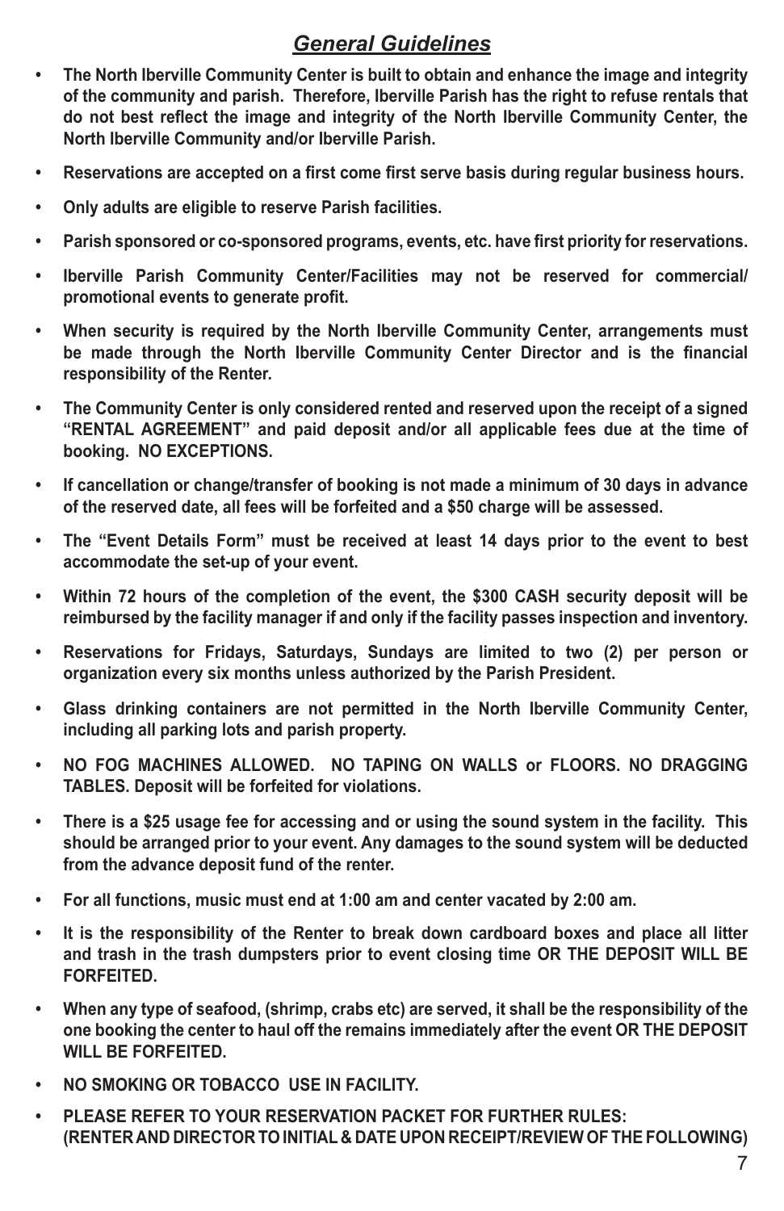## *General Guidelines*

- **The North Iberville Community Center is built to obtain and enhance the image and integrity of the community and parish. Therefore, Iberville Parish has the right to refuse rentals that do not best reflect the image and integrity of the North Iberville Community Center, the North Iberville Community and/or Iberville Parish.**
- **Reservations are accepted on a first come first serve basis during regular business hours.**
- **Only adults are eligible to reserve Parish facilities.**
- **Parish sponsored or co-sponsored programs, events, etc. have first priority for reservations.**
- **Iberville Parish Community Center/Facilities may not be reserved for commercial/ promotional events to generate profit.**
- **When security is required by the North Iberville Community Center, arrangements must be made through the North Iberville Community Center Director and is the financial responsibility of the Renter.**
- **The Community Center is only considered rented and reserved upon the receipt of a signed "RENTAL AGREEMENT" and paid deposit and/or all applicable fees due at the time of booking. NO EXCEPTIONS.**
- **If cancellation or change/transfer of booking is not made a minimum of 30 days in advance of the reserved date, all fees will be forfeited and a $50 charge will be assessed.**
- **The "Event Details Form" must be received at least 14 days prior to the event to best accommodate the set-up of your event.**
- **Within 72 hours of the completion of the event, the $300 CASH security deposit will be reimbursed by the facility manager if and only if the facility passes inspection and inventory.**
- **Reservations for Fridays, Saturdays, Sundays are limited to two (2) per person or organization every six months unless authorized by the Parish President.**
- **Glass drinking containers are not permitted in the North Iberville Community Center, including all parking lots and parish property.**
- **NO FOG MACHINES ALLOWED. NO TAPING ON WALLS or FLOORS. NO DRAGGING TABLES. Deposit will be forfeited for violations.**
- **There is a $25 usage fee for accessing and or using the sound system in the facility. This should be arranged prior to your event. Any damages to the sound system will be deducted from the advance deposit fund of the renter.**
- **For all functions, music must end at 1:00 am and center vacated by 2:00 am.**
- **It is the responsibility of the Renter to break down cardboard boxes and place all litter and trash in the trash dumpsters prior to event closing time OR THE DEPOSIT WILL BE FORFEITED.**
- **When any type of seafood, (shrimp, crabs etc) are served, it shall be the responsibility of the one booking the center to haul off the remains immediately after the event OR THE DEPOSIT WILL BE FORFEITED.**
- **NO SMOKING OR TOBACCO USE IN FACILITY.**
- **PLEASE REFER TO YOUR RESERVATION PACKET FOR FURTHER RULES: (RENTER AND DIRECTOR TO INITIAL & DATE UPON RECEIPT/REVIEW OF THE FOLLOWING)**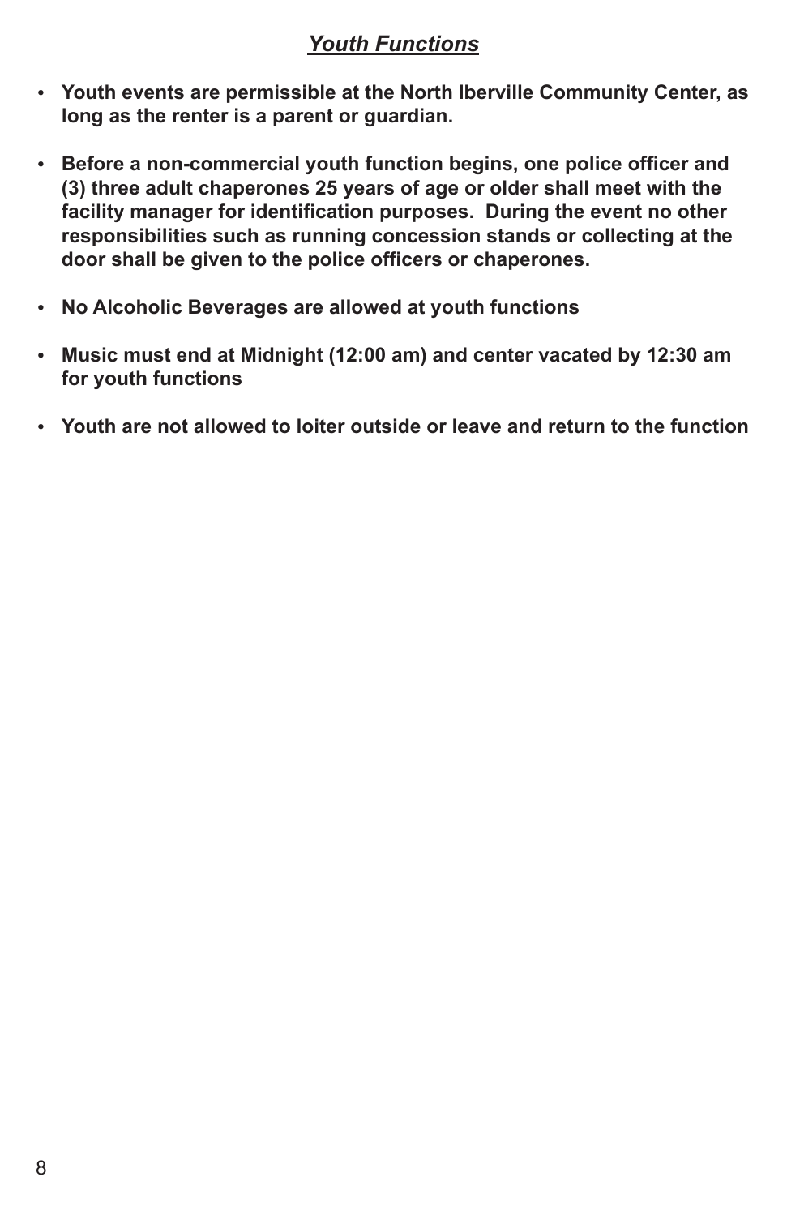## ***Youth Functions***

- **Youth events are permissible at the North Iberville Community Center, as long as the renter is a parent or guardian.**
- **Before a non-commercial youth function begins, one police officer and (3) three adult chaperones 25 years of age or older shall meet with the facility manager for identification purposes. During the event no other responsibilities such as running concession stands or collecting at the door shall be given to the police officers or chaperones.**
- **No Alcoholic Beverages are allowed at youth functions**
- **Music must end at Midnight (12:00 am) and center vacated by 12:30 am for youth functions**
- **Youth are not allowed to loiter outside or leave and return to the function**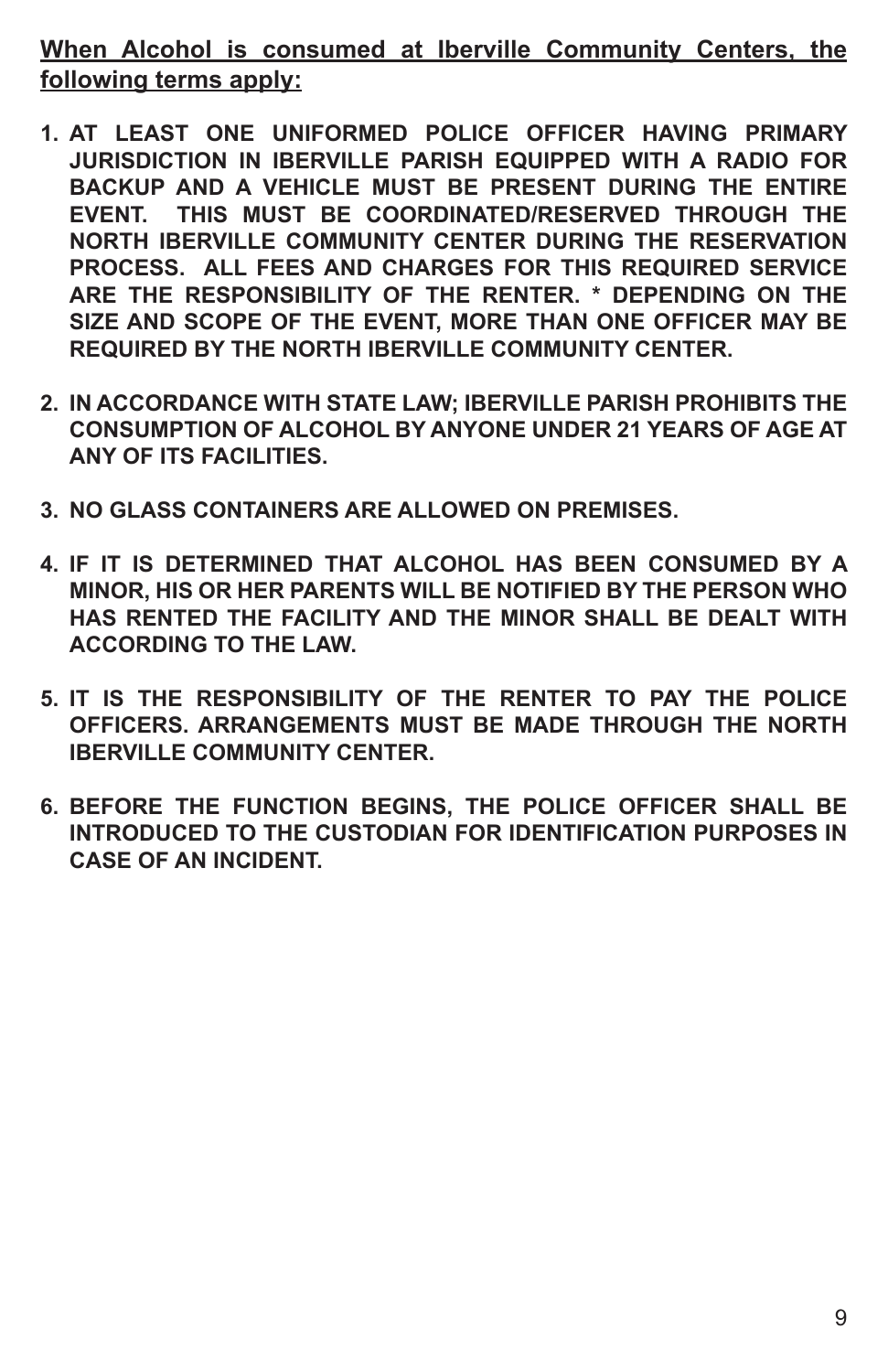**When Alcohol is consumed at Iberville Community Centers, the following terms apply:**

1. **AT LEAST ONE UNIFORMED POLICE OFFICER HAVING PRIMARY JURISDICTION IN IBERVILLE PARISH EQUIPPED WITH A RADIO FOR BACKUP AND A VEHICLE MUST BE PRESENT DURING THE ENTIRE EVENT. THIS MUST BE COORDINATED/RESERVED THROUGH THE NORTH IBERVILLE COMMUNITY CENTER DURING THE RESERVATION PROCESS. ALL FEES AND CHARGES FOR THIS REQUIRED SERVICE ARE THE RESPONSIBILITY OF THE RENTER. * DEPENDING ON THE SIZE AND SCOPE OF THE EVENT, MORE THAN ONE OFFICER MAY BE REQUIRED BY THE NORTH IBERVILLE COMMUNITY CENTER.**

2. **IN ACCORDANCE WITH STATE LAW; IBERVILLE PARISH PROHIBITS THE CONSUMPTION OF ALCOHOL BY ANYONE UNDER 21 YEARS OF AGE AT ANY OF ITS FACILITIES.**

3. **NO GLASS CONTAINERS ARE ALLOWED ON PREMISES.**

4. **IF IT IS DETERMINED THAT ALCOHOL HAS BEEN CONSUMED BY A MINOR, HIS OR HER PARENTS WILL BE NOTIFIED BY THE PERSON WHO HAS RENTED THE FACILITY AND THE MINOR SHALL BE DEALT WITH ACCORDING TO THE LAW.**

5. **IT IS THE RESPONSIBILITY OF THE RENTER TO PAY THE POLICE OFFICERS. ARRANGEMENTS MUST BE MADE THROUGH THE NORTH IBERVILLE COMMUNITY CENTER.**

6. **BEFORE THE FUNCTION BEGINS, THE POLICE OFFICER SHALL BE INTRODUCED TO THE CUSTODIAN FOR IDENTIFICATION PURPOSES IN CASE OF AN INCIDENT.**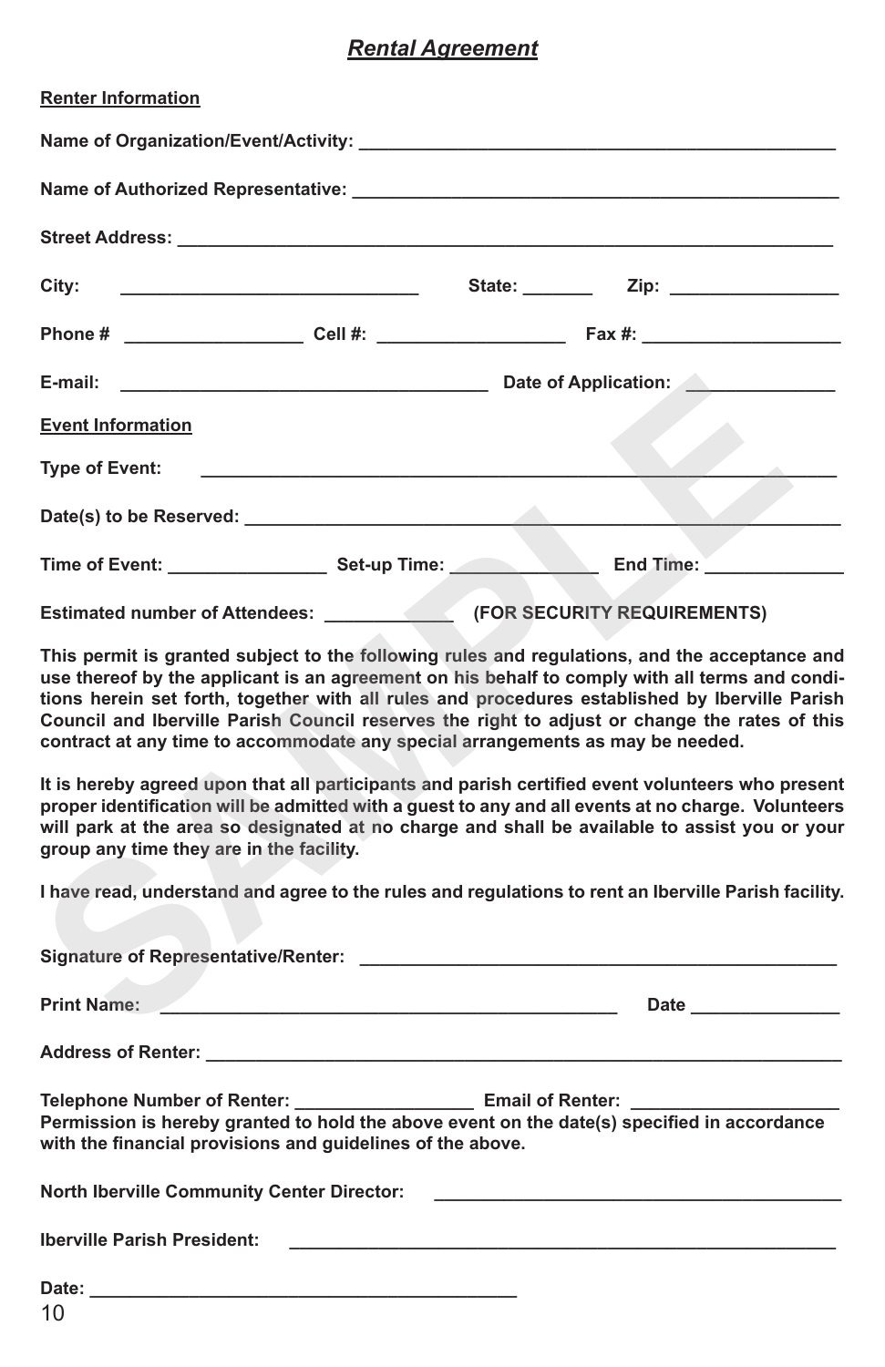## ***Rental Agreement***

**Renter Information**

**Name of Organization/Event/Activity: ________________________________________________**

**Name of Authorized Representative: ________________________________________________**

**Street Address: ________________________________________________________________**

**City: ______________________________ State: _______ Zip: _________________**

**Phone # _________________ Cell #: __________________ Fax #: ___________________**

**E-mail: _____________________________________ Date of Application: _______________**

**Event Information**

**Type of Event: ________________________________________________________________**

**Date(s) to be Reserved: _________________________________________________________**

**Time of Event: ________________ Set-up Time: _______________ End Time: ______________**

**Estimated number of Attendees: _____________ (FOR SECURITY REQUIREMENTS)**

**This permit is granted subject to the following rules and regulations, and the acceptance and use thereof by the applicant is an agreement on his behalf to comply with all terms and conditions herein set forth, together with all rules and procedures established by Iberville Parish Council and Iberville Parish Council reserves the right to adjust or change the rates of this contract at any time to accommodate any special arrangements as may be needed.**

**It is hereby agreed upon that all participants and parish certified event volunteers who present proper identification will be admitted with a guest to any and all events at no charge. Volunteers will park at the area so designated at no charge and shall be available to assist you or your group any time they are in the facility.**

**I have read, understand and agree to the rules and regulations to rent an Iberville Parish facility.**

**Signature of Representative/Renter: ________________________________________________**

**Print Name: _______________________________________________ Date _______________**

**Address of Renter: ________________________________________________________________**

**Telephone Number of Renter: __________________ Email of Renter: ____________________**

**Permission is hereby granted to hold the above event on the date(s) specified in accordance with the financial provisions and guidelines of the above.**

**North Iberville Community Center Director: __________________________________________**

**Iberville Parish President: ________________________________________________________**

**Date: ___________________________________________**

SAMPLE